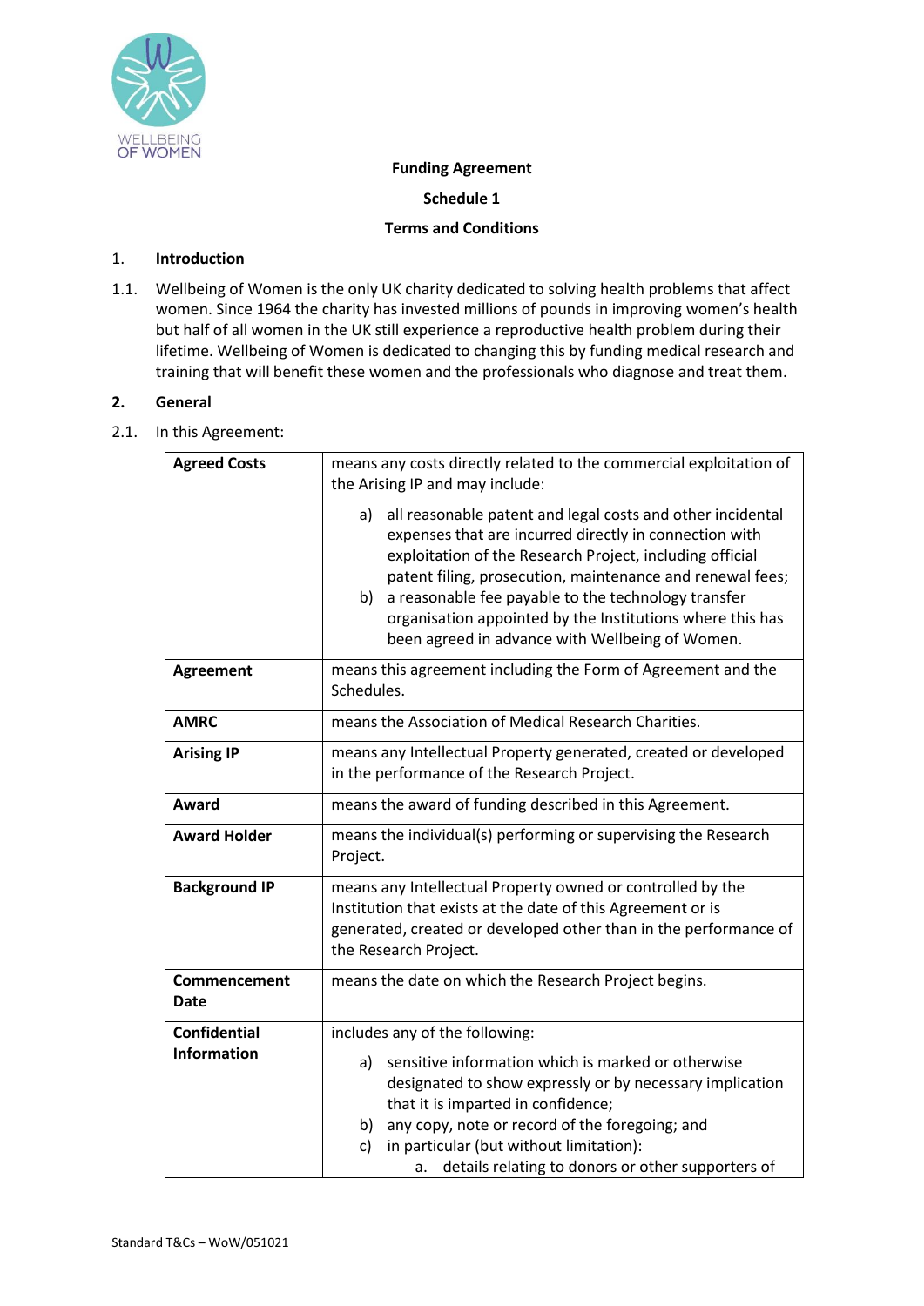WELLBEING OF WOMEN

**Funding Agreement**

**Schedule 1**

**Terms and Conditions**

## 1. Introduction

1.1. Wellbeing of Women is the only UK charity dedicated to solving health problems that affect women. Since 1964 the charity has invested millions of pounds in improving women's health but half of all women in the UK still experience a reproductive health problem during their lifetime. Wellbeing of Women is dedicated to changing this by funding medical research and training that will benefit these women and the professionals who diagnose and treat them.

## 2. General

2.1. In this Agreement:

| | |
|---|---|
| **Agreed Costs** | means any costs directly related to the commercial exploitation of the Arising IP and may include:<br>a) all reasonable patent and legal costs and other incidental expenses that are incurred directly in connection with exploitation of the Research Project, including official patent filing, prosecution, maintenance and renewal fees;<br>b) a reasonable fee payable to the technology transfer organisation appointed by the Institutions where this has been agreed in advance with Wellbeing of Women. |
| **Agreement** | means this agreement including the Form of Agreement and the Schedules. |
| **AMRC** | means the Association of Medical Research Charities. |
| **Arising IP** | means any Intellectual Property generated, created or developed in the performance of the Research Project. |
| **Award** | means the award of funding described in this Agreement. |
| **Award Holder** | means the individual(s) performing or supervising the Research Project. |
| **Background IP** | means any Intellectual Property owned or controlled by the Institution that exists at the date of this Agreement or is generated, created or developed other than in the performance of the Research Project. |
| **Commencement Date** | means the date on which the Research Project begins. |
| **Confidential Information** | includes any of the following:<br>a) sensitive information which is marked or otherwise designated to show expressly or by necessary implication that it is imparted in confidence;<br>b) any copy, note or record of the foregoing; and<br>c) in particular (but without limitation):<br>&nbsp;&nbsp;&nbsp;&nbsp;a. details relating to donors or other supporters of |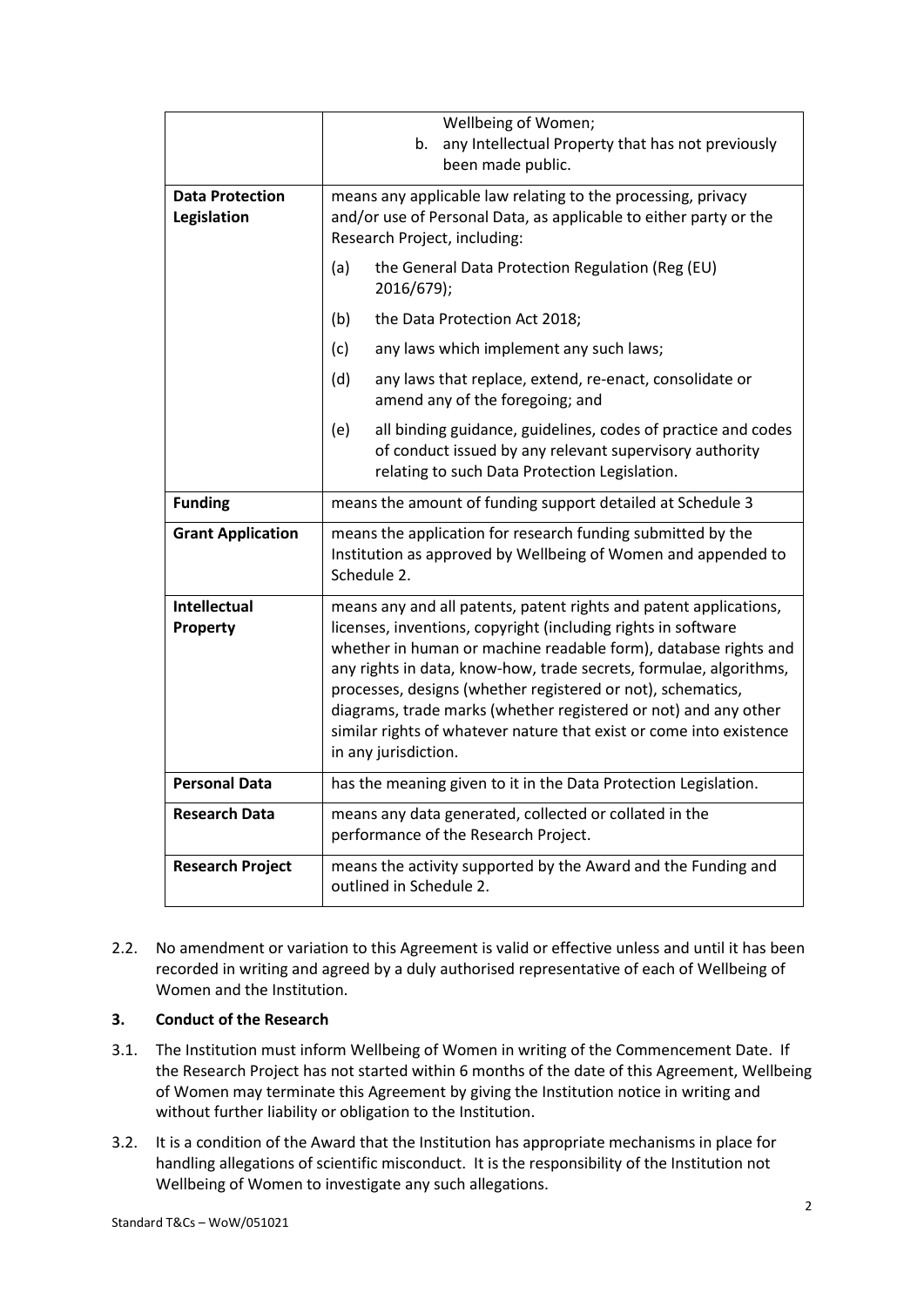| | |
|---|---|
| | Wellbeing of Women;<br>b. any Intellectual Property that has not previously been made public. |
| **Data Protection Legislation** | means any applicable law relating to the processing, privacy and/or use of Personal Data, as applicable to either party or the Research Project, including:<br>(a) the General Data Protection Regulation (Reg (EU) 2016/679);<br>(b) the Data Protection Act 2018;<br>(c) any laws which implement any such laws;<br>(d) any laws that replace, extend, re-enact, consolidate or amend any of the foregoing; and<br>(e) all binding guidance, guidelines, codes of practice and codes of conduct issued by any relevant supervisory authority relating to such Data Protection Legislation. |
| **Funding** | means the amount of funding support detailed at Schedule 3 |
| **Grant Application** | means the application for research funding submitted by the Institution as approved by Wellbeing of Women and appended to Schedule 2. |
| **Intellectual Property** | means any and all patents, patent rights and patent applications, licenses, inventions, copyright (including rights in software whether in human or machine readable form), database rights and any rights in data, know-how, trade secrets, formulae, algorithms, processes, designs (whether registered or not), schematics, diagrams, trade marks (whether registered or not) and any other similar rights of whatever nature that exist or come into existence in any jurisdiction. |
| **Personal Data** | has the meaning given to it in the Data Protection Legislation. |
| **Research Data** | means any data generated, collected or collated in the performance of the Research Project. |
| **Research Project** | means the activity supported by the Award and the Funding and outlined in Schedule 2. |

2.2. No amendment or variation to this Agreement is valid or effective unless and until it has been recorded in writing and agreed by a duly authorised representative of each of Wellbeing of Women and the Institution.

### 3. Conduct of the Research

3.1. The Institution must inform Wellbeing of Women in writing of the Commencement Date. If the Research Project has not started within 6 months of the date of this Agreement, Wellbeing of Women may terminate this Agreement by giving the Institution notice in writing and without further liability or obligation to the Institution.

3.2. It is a condition of the Award that the Institution has appropriate mechanisms in place for handling allegations of scientific misconduct. It is the responsibility of the Institution not Wellbeing of Women to investigate any such allegations.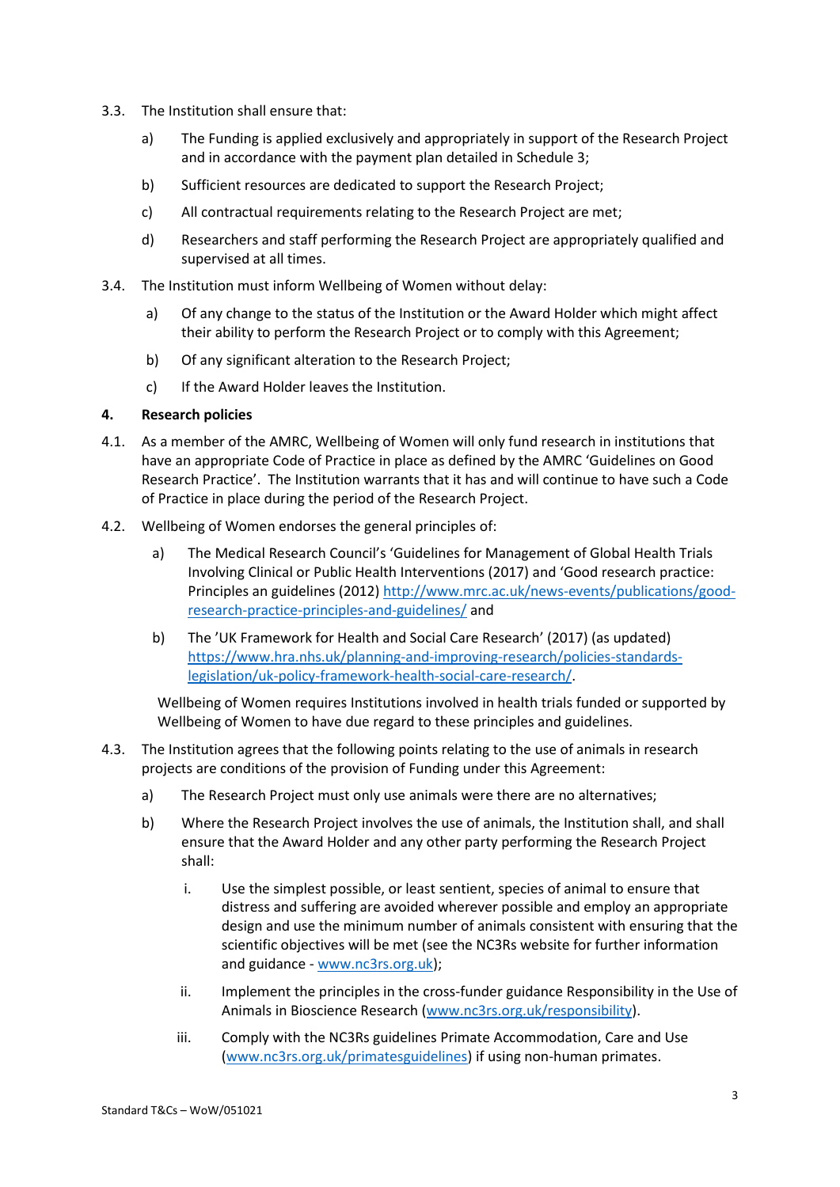3.3. The Institution shall ensure that:

a) The Funding is applied exclusively and appropriately in support of the Research Project and in accordance with the payment plan detailed in Schedule 3;

b) Sufficient resources are dedicated to support the Research Project;

c) All contractual requirements relating to the Research Project are met;

d) Researchers and staff performing the Research Project are appropriately qualified and supervised at all times.

3.4. The Institution must inform Wellbeing of Women without delay:

a) Of any change to the status of the Institution or the Award Holder which might affect their ability to perform the Research Project or to comply with this Agreement;

b) Of any significant alteration to the Research Project;

c) If the Award Holder leaves the Institution.

**4. Research policies**

4.1. As a member of the AMRC, Wellbeing of Women will only fund research in institutions that have an appropriate Code of Practice in place as defined by the AMRC 'Guidelines on Good Research Practice'. The Institution warrants that it has and will continue to have such a Code of Practice in place during the period of the Research Project.

4.2. Wellbeing of Women endorses the general principles of:

a) The Medical Research Council's 'Guidelines for Management of Global Health Trials Involving Clinical or Public Health Interventions (2017) and 'Good research practice: Principles an guidelines (2012) http://www.mrc.ac.uk/news-events/publications/good-research-practice-principles-and-guidelines/ and

b) The 'UK Framework for Health and Social Care Research' (2017) (as updated) https://www.hra.nhs.uk/planning-and-improving-research/policies-standards-legislation/uk-policy-framework-health-social-care-research/.

Wellbeing of Women requires Institutions involved in health trials funded or supported by Wellbeing of Women to have due regard to these principles and guidelines.

4.3. The Institution agrees that the following points relating to the use of animals in research projects are conditions of the provision of Funding under this Agreement:

a) The Research Project must only use animals were there are no alternatives;

b) Where the Research Project involves the use of animals, the Institution shall, and shall ensure that the Award Holder and any other party performing the Research Project shall:

i. Use the simplest possible, or least sentient, species of animal to ensure that distress and suffering are avoided wherever possible and employ an appropriate design and use the minimum number of animals consistent with ensuring that the scientific objectives will be met (see the NC3Rs website for further information and guidance - www.nc3rs.org.uk);

ii. Implement the principles in the cross-funder guidance Responsibility in the Use of Animals in Bioscience Research (www.nc3rs.org.uk/responsibility).

iii. Comply with the NC3Rs guidelines Primate Accommodation, Care and Use (www.nc3rs.org.uk/primatesguidelines) if using non-human primates.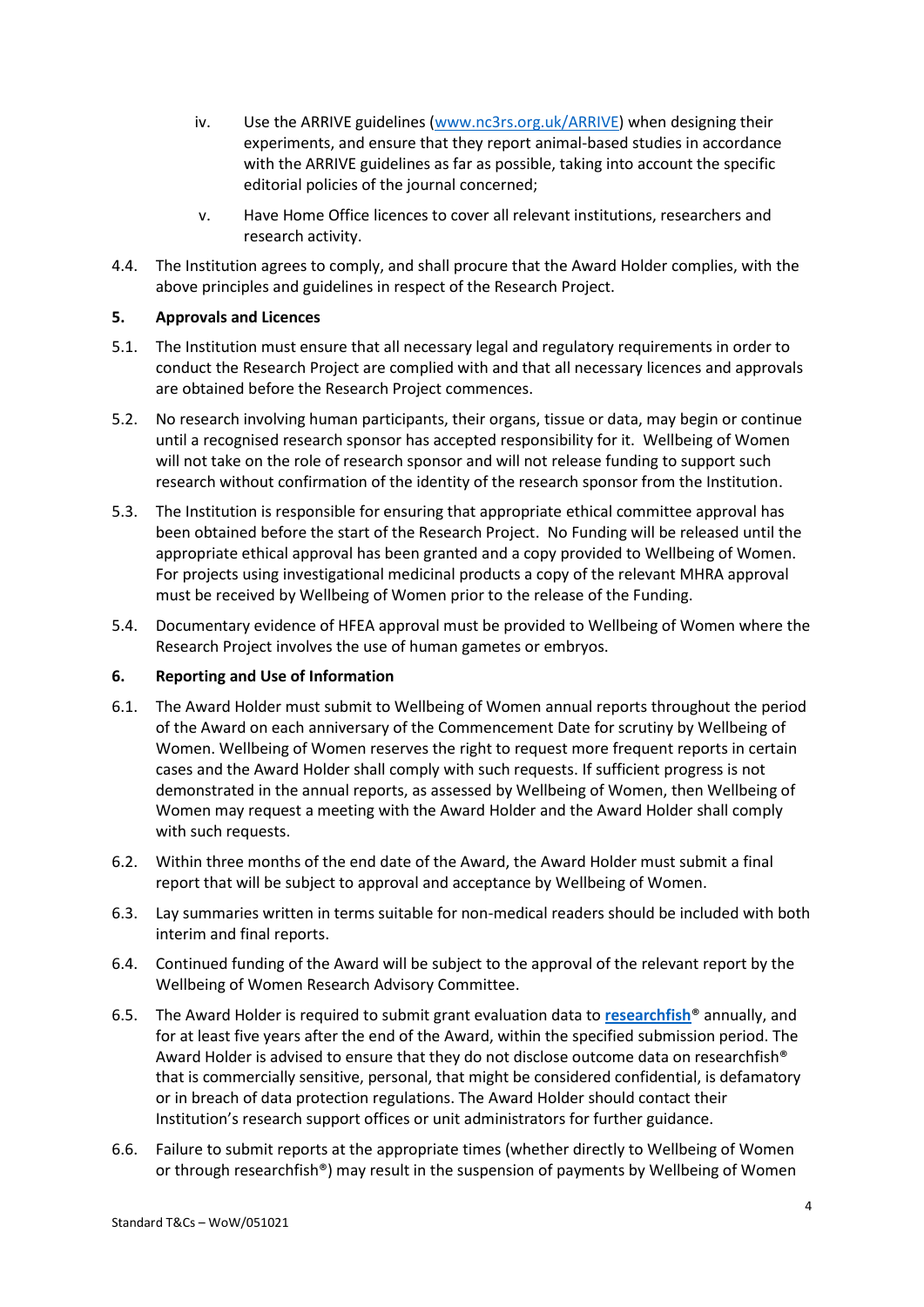iv. Use the ARRIVE guidelines ([www.nc3rs.org.uk/ARRIVE](www.nc3rs.org.uk/ARRIVE)) when designing their experiments, and ensure that they report animal-based studies in accordance with the ARRIVE guidelines as far as possible, taking into account the specific editorial policies of the journal concerned;

v. Have Home Office licences to cover all relevant institutions, researchers and research activity.

4.4. The Institution agrees to comply, and shall procure that the Award Holder complies, with the above principles and guidelines in respect of the Research Project.

**5. Approvals and Licences**

5.1. The Institution must ensure that all necessary legal and regulatory requirements in order to conduct the Research Project are complied with and that all necessary licences and approvals are obtained before the Research Project commences.

5.2. No research involving human participants, their organs, tissue or data, may begin or continue until a recognised research sponsor has accepted responsibility for it. Wellbeing of Women will not take on the role of research sponsor and will not release funding to support such research without confirmation of the identity of the research sponsor from the Institution.

5.3. The Institution is responsible for ensuring that appropriate ethical committee approval has been obtained before the start of the Research Project. No Funding will be released until the appropriate ethical approval has been granted and a copy provided to Wellbeing of Women. For projects using investigational medicinal products a copy of the relevant MHRA approval must be received by Wellbeing of Women prior to the release of the Funding.

5.4. Documentary evidence of HFEA approval must be provided to Wellbeing of Women where the Research Project involves the use of human gametes or embryos.

**6. Reporting and Use of Information**

6.1. The Award Holder must submit to Wellbeing of Women annual reports throughout the period of the Award on each anniversary of the Commencement Date for scrutiny by Wellbeing of Women. Wellbeing of Women reserves the right to request more frequent reports in certain cases and the Award Holder shall comply with such requests. If sufficient progress is not demonstrated in the annual reports, as assessed by Wellbeing of Women, then Wellbeing of Women may request a meeting with the Award Holder and the Award Holder shall comply with such requests.

6.2. Within three months of the end date of the Award, the Award Holder must submit a final report that will be subject to approval and acceptance by Wellbeing of Women.

6.3. Lay summaries written in terms suitable for non-medical readers should be included with both interim and final reports.

6.4. Continued funding of the Award will be subject to the approval of the relevant report by the Wellbeing of Women Research Advisory Committee.

6.5. The Award Holder is required to submit grant evaluation data to **researchfish**® annually, and for at least five years after the end of the Award, within the specified submission period. The Award Holder is advised to ensure that they do not disclose outcome data on researchfish® that is commercially sensitive, personal, that might be considered confidential, is defamatory or in breach of data protection regulations. The Award Holder should contact their Institution's research support offices or unit administrators for further guidance.

6.6. Failure to submit reports at the appropriate times (whether directly to Wellbeing of Women or through researchfish®) may result in the suspension of payments by Wellbeing of Women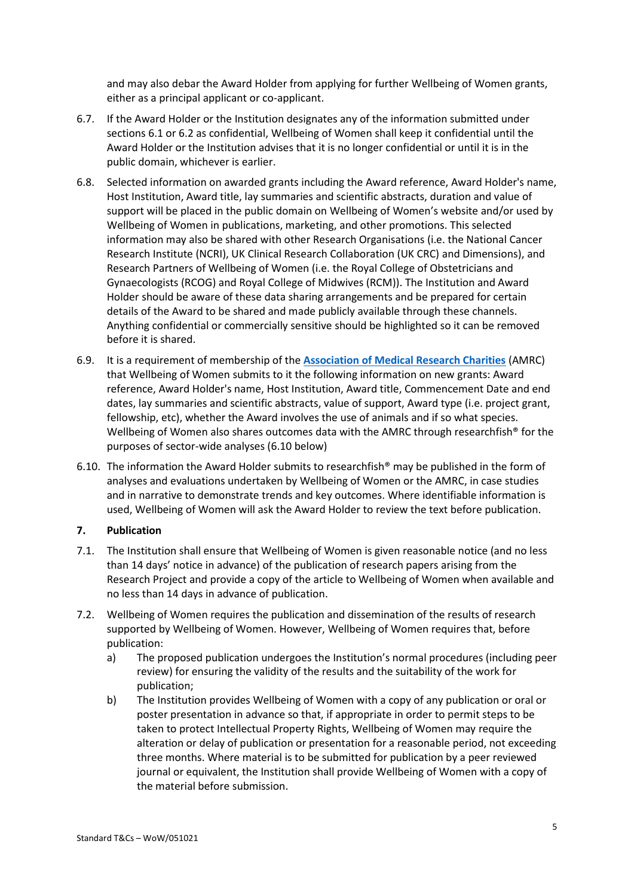and may also debar the Award Holder from applying for further Wellbeing of Women grants, either as a principal applicant or co-applicant.

6.7. If the Award Holder or the Institution designates any of the information submitted under sections 6.1 or 6.2 as confidential, Wellbeing of Women shall keep it confidential until the Award Holder or the Institution advises that it is no longer confidential or until it is in the public domain, whichever is earlier.

6.8. Selected information on awarded grants including the Award reference, Award Holder's name, Host Institution, Award title, lay summaries and scientific abstracts, duration and value of support will be placed in the public domain on Wellbeing of Women's website and/or used by Wellbeing of Women in publications, marketing, and other promotions. This selected information may also be shared with other Research Organisations (i.e. the National Cancer Research Institute (NCRI), UK Clinical Research Collaboration (UK CRC) and Dimensions), and Research Partners of Wellbeing of Women (i.e. the Royal College of Obstetricians and Gynaecologists (RCOG) and Royal College of Midwives (RCM)). The Institution and Award Holder should be aware of these data sharing arrangements and be prepared for certain details of the Award to be shared and made publicly available through these channels. Anything confidential or commercially sensitive should be highlighted so it can be removed before it is shared.

6.9. It is a requirement of membership of the **Association of Medical Research Charities** (AMRC) that Wellbeing of Women submits to it the following information on new grants: Award reference, Award Holder's name, Host Institution, Award title, Commencement Date and end dates, lay summaries and scientific abstracts, value of support, Award type (i.e. project grant, fellowship, etc), whether the Award involves the use of animals and if so what species. Wellbeing of Women also shares outcomes data with the AMRC through researchfish® for the purposes of sector-wide analyses (6.10 below)

6.10. The information the Award Holder submits to researchfish® may be published in the form of analyses and evaluations undertaken by Wellbeing of Women or the AMRC, in case studies and in narrative to demonstrate trends and key outcomes. Where identifiable information is used, Wellbeing of Women will ask the Award Holder to review the text before publication.

## 7. Publication

7.1. The Institution shall ensure that Wellbeing of Women is given reasonable notice (and no less than 14 days' notice in advance) of the publication of research papers arising from the Research Project and provide a copy of the article to Wellbeing of Women when available and no less than 14 days in advance of publication.

7.2. Wellbeing of Women requires the publication and dissemination of the results of research supported by Wellbeing of Women. However, Wellbeing of Women requires that, before publication:

a) The proposed publication undergoes the Institution's normal procedures (including peer review) for ensuring the validity of the results and the suitability of the work for publication;

b) The Institution provides Wellbeing of Women with a copy of any publication or oral or poster presentation in advance so that, if appropriate in order to permit steps to be taken to protect Intellectual Property Rights, Wellbeing of Women may require the alteration or delay of publication or presentation for a reasonable period, not exceeding three months. Where material is to be submitted for publication by a peer reviewed journal or equivalent, the Institution shall provide Wellbeing of Women with a copy of the material before submission.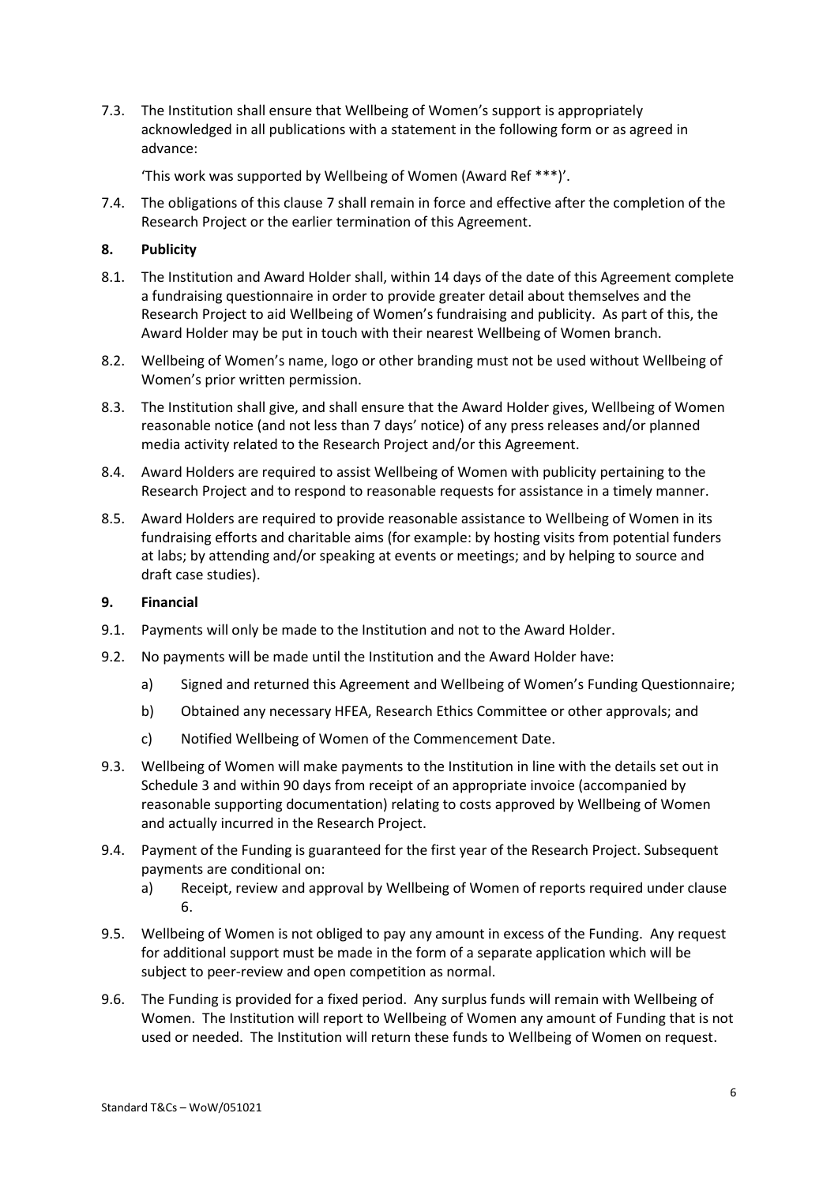7.3. The Institution shall ensure that Wellbeing of Women's support is appropriately acknowledged in all publications with a statement in the following form or as agreed in advance:

'This work was supported by Wellbeing of Women (Award Ref ***)'.

7.4. The obligations of this clause 7 shall remain in force and effective after the completion of the Research Project or the earlier termination of this Agreement.

**8. Publicity**

8.1. The Institution and Award Holder shall, within 14 days of the date of this Agreement complete a fundraising questionnaire in order to provide greater detail about themselves and the Research Project to aid Wellbeing of Women's fundraising and publicity. As part of this, the Award Holder may be put in touch with their nearest Wellbeing of Women branch.

8.2. Wellbeing of Women's name, logo or other branding must not be used without Wellbeing of Women's prior written permission.

8.3. The Institution shall give, and shall ensure that the Award Holder gives, Wellbeing of Women reasonable notice (and not less than 7 days' notice) of any press releases and/or planned media activity related to the Research Project and/or this Agreement.

8.4. Award Holders are required to assist Wellbeing of Women with publicity pertaining to the Research Project and to respond to reasonable requests for assistance in a timely manner.

8.5. Award Holders are required to provide reasonable assistance to Wellbeing of Women in its fundraising efforts and charitable aims (for example: by hosting visits from potential funders at labs; by attending and/or speaking at events or meetings; and by helping to source and draft case studies).

**9. Financial**

9.1. Payments will only be made to the Institution and not to the Award Holder.

9.2. No payments will be made until the Institution and the Award Holder have:

a) Signed and returned this Agreement and Wellbeing of Women's Funding Questionnaire;

b) Obtained any necessary HFEA, Research Ethics Committee or other approvals; and

c) Notified Wellbeing of Women of the Commencement Date.

9.3. Wellbeing of Women will make payments to the Institution in line with the details set out in Schedule 3 and within 90 days from receipt of an appropriate invoice (accompanied by reasonable supporting documentation) relating to costs approved by Wellbeing of Women and actually incurred in the Research Project.

9.4. Payment of the Funding is guaranteed for the first year of the Research Project. Subsequent payments are conditional on:

a) Receipt, review and approval by Wellbeing of Women of reports required under clause 6.

9.5. Wellbeing of Women is not obliged to pay any amount in excess of the Funding. Any request for additional support must be made in the form of a separate application which will be subject to peer-review and open competition as normal.

9.6. The Funding is provided for a fixed period. Any surplus funds will remain with Wellbeing of Women. The Institution will report to Wellbeing of Women any amount of Funding that is not used or needed. The Institution will return these funds to Wellbeing of Women on request.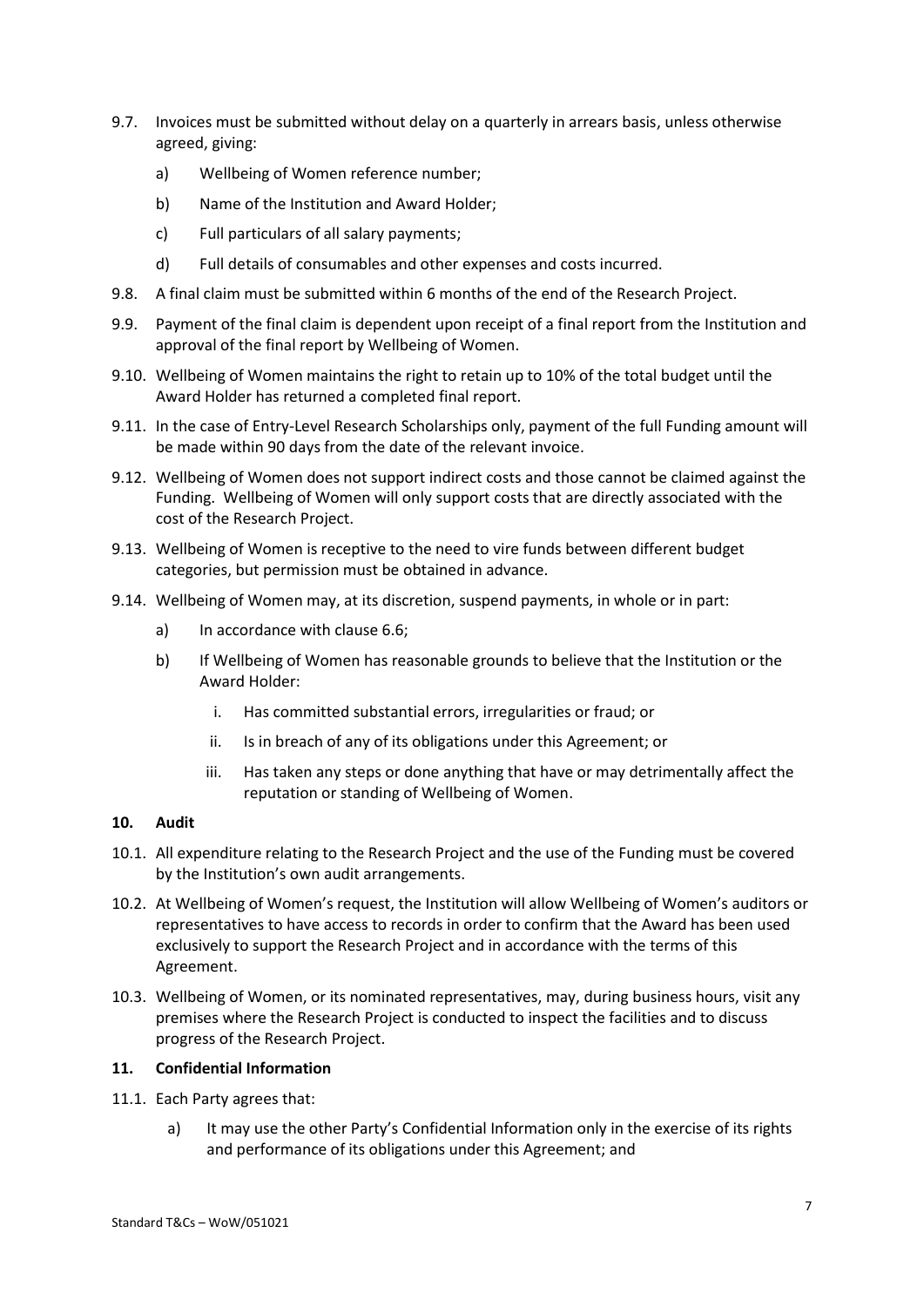9.7. Invoices must be submitted without delay on a quarterly in arrears basis, unless otherwise agreed, giving:

   a) Wellbeing of Women reference number;

   b) Name of the Institution and Award Holder;

   c) Full particulars of all salary payments;

   d) Full details of consumables and other expenses and costs incurred.

9.8. A final claim must be submitted within 6 months of the end of the Research Project.

9.9. Payment of the final claim is dependent upon receipt of a final report from the Institution and approval of the final report by Wellbeing of Women.

9.10. Wellbeing of Women maintains the right to retain up to 10% of the total budget until the Award Holder has returned a completed final report.

9.11. In the case of Entry-Level Research Scholarships only, payment of the full Funding amount will be made within 90 days from the date of the relevant invoice.

9.12. Wellbeing of Women does not support indirect costs and those cannot be claimed against the Funding. Wellbeing of Women will only support costs that are directly associated with the cost of the Research Project.

9.13. Wellbeing of Women is receptive to the need to vire funds between different budget categories, but permission must be obtained in advance.

9.14. Wellbeing of Women may, at its discretion, suspend payments, in whole or in part:

   a) In accordance with clause 6.6;

   b) If Wellbeing of Women has reasonable grounds to believe that the Institution or the Award Holder:

      i. Has committed substantial errors, irregularities or fraud; or

      ii. Is in breach of any of its obligations under this Agreement; or

      iii. Has taken any steps or done anything that have or may detrimentally affect the reputation or standing of Wellbeing of Women.

**10. Audit**

10.1. All expenditure relating to the Research Project and the use of the Funding must be covered by the Institution's own audit arrangements.

10.2. At Wellbeing of Women's request, the Institution will allow Wellbeing of Women's auditors or representatives to have access to records in order to confirm that the Award has been used exclusively to support the Research Project and in accordance with the terms of this Agreement.

10.3. Wellbeing of Women, or its nominated representatives, may, during business hours, visit any premises where the Research Project is conducted to inspect the facilities and to discuss progress of the Research Project.

**11. Confidential Information**

11.1. Each Party agrees that:

   a) It may use the other Party's Confidential Information only in the exercise of its rights and performance of its obligations under this Agreement; and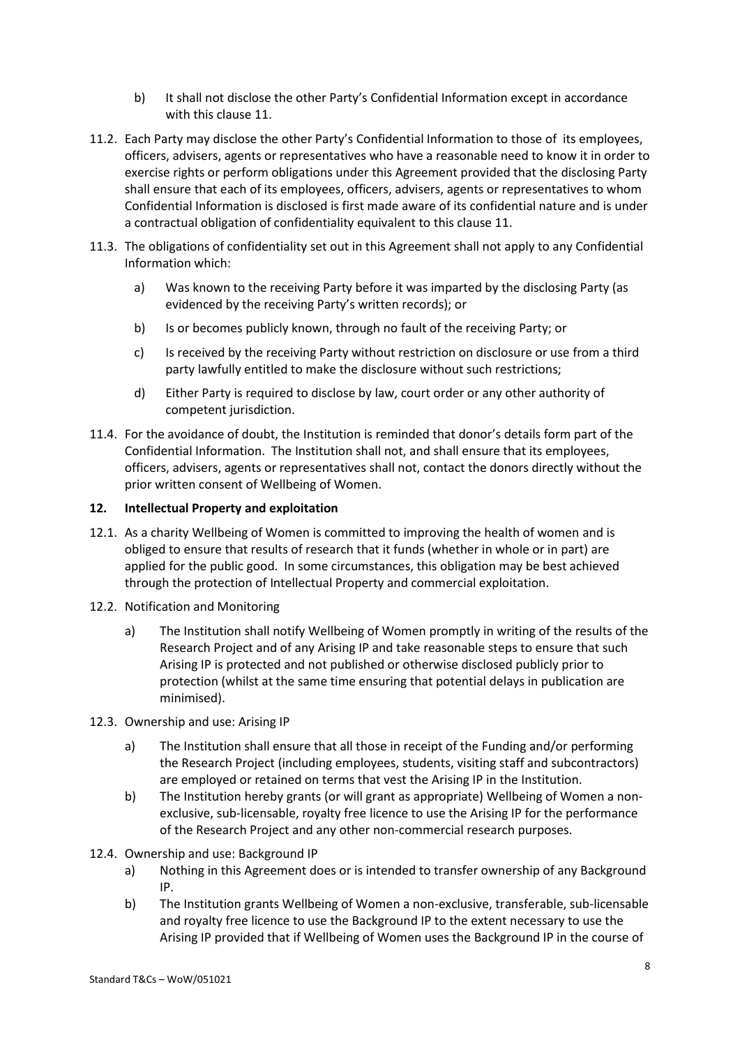b) It shall not disclose the other Party's Confidential Information except in accordance with this clause 11.

11.2. Each Party may disclose the other Party's Confidential Information to those of its employees, officers, advisers, agents or representatives who have a reasonable need to know it in order to exercise rights or perform obligations under this Agreement provided that the disclosing Party shall ensure that each of its employees, officers, advisers, agents or representatives to whom Confidential Information is disclosed is first made aware of its confidential nature and is under a contractual obligation of confidentiality equivalent to this clause 11.

11.3. The obligations of confidentiality set out in this Agreement shall not apply to any Confidential Information which:

a) Was known to the receiving Party before it was imparted by the disclosing Party (as evidenced by the receiving Party's written records); or

b) Is or becomes publicly known, through no fault of the receiving Party; or

c) Is received by the receiving Party without restriction on disclosure or use from a third party lawfully entitled to make the disclosure without such restrictions;

d) Either Party is required to disclose by law, court order or any other authority of competent jurisdiction.

11.4. For the avoidance of doubt, the Institution is reminded that donor's details form part of the Confidential Information. The Institution shall not, and shall ensure that its employees, officers, advisers, agents or representatives shall not, contact the donors directly without the prior written consent of Wellbeing of Women.

**12. Intellectual Property and exploitation**

12.1. As a charity Wellbeing of Women is committed to improving the health of women and is obliged to ensure that results of research that it funds (whether in whole or in part) are applied for the public good. In some circumstances, this obligation may be best achieved through the protection of Intellectual Property and commercial exploitation.

12.2. Notification and Monitoring

a) The Institution shall notify Wellbeing of Women promptly in writing of the results of the Research Project and of any Arising IP and take reasonable steps to ensure that such Arising IP is protected and not published or otherwise disclosed publicly prior to protection (whilst at the same time ensuring that potential delays in publication are minimised).

12.3. Ownership and use: Arising IP

a) The Institution shall ensure that all those in receipt of the Funding and/or performing the Research Project (including employees, students, visiting staff and subcontractors) are employed or retained on terms that vest the Arising IP in the Institution.

b) The Institution hereby grants (or will grant as appropriate) Wellbeing of Women a non-exclusive, sub-licensable, royalty free licence to use the Arising IP for the performance of the Research Project and any other non-commercial research purposes.

12.4. Ownership and use: Background IP

a) Nothing in this Agreement does or is intended to transfer ownership of any Background IP.

b) The Institution grants Wellbeing of Women a non-exclusive, transferable, sub-licensable and royalty free licence to use the Background IP to the extent necessary to use the Arising IP provided that if Wellbeing of Women uses the Background IP in the course of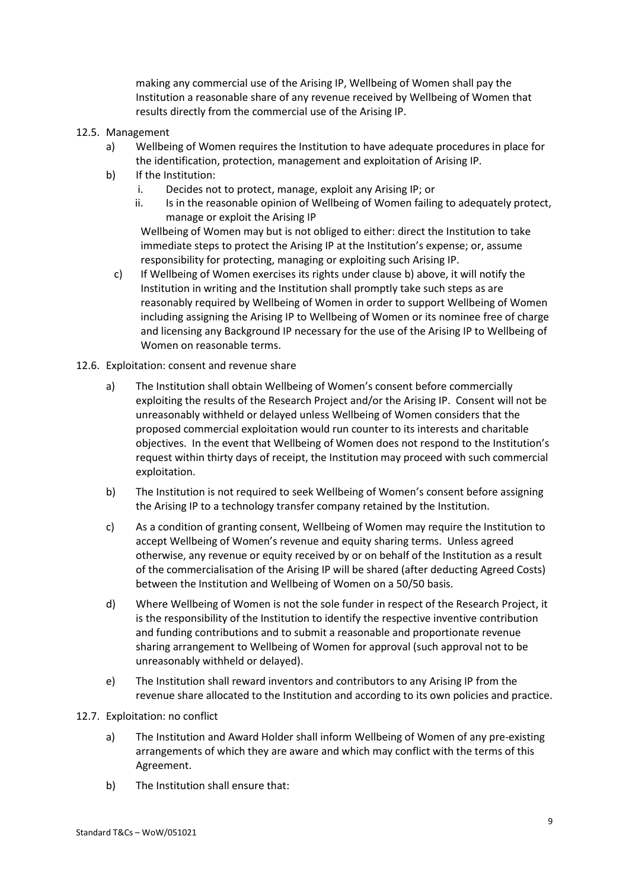making any commercial use of the Arising IP, Wellbeing of Women shall pay the Institution a reasonable share of any revenue received by Wellbeing of Women that results directly from the commercial use of the Arising IP.

12.5. Management

a) Wellbeing of Women requires the Institution to have adequate procedures in place for the identification, protection, management and exploitation of Arising IP.

b) If the Institution:

   i. Decides not to protect, manage, exploit any Arising IP; or

   ii. Is in the reasonable opinion of Wellbeing of Women failing to adequately protect, manage or exploit the Arising IP

   Wellbeing of Women may but is not obliged to either: direct the Institution to take immediate steps to protect the Arising IP at the Institution's expense; or, assume responsibility for protecting, managing or exploiting such Arising IP.

c) If Wellbeing of Women exercises its rights under clause b) above, it will notify the Institution in writing and the Institution shall promptly take such steps as are reasonably required by Wellbeing of Women in order to support Wellbeing of Women including assigning the Arising IP to Wellbeing of Women or its nominee free of charge and licensing any Background IP necessary for the use of the Arising IP to Wellbeing of Women on reasonable terms.

12.6. Exploitation: consent and revenue share

a) The Institution shall obtain Wellbeing of Women's consent before commercially exploiting the results of the Research Project and/or the Arising IP. Consent will not be unreasonably withheld or delayed unless Wellbeing of Women considers that the proposed commercial exploitation would run counter to its interests and charitable objectives. In the event that Wellbeing of Women does not respond to the Institution's request within thirty days of receipt, the Institution may proceed with such commercial exploitation.

b) The Institution is not required to seek Wellbeing of Women's consent before assigning the Arising IP to a technology transfer company retained by the Institution.

c) As a condition of granting consent, Wellbeing of Women may require the Institution to accept Wellbeing of Women's revenue and equity sharing terms. Unless agreed otherwise, any revenue or equity received by or on behalf of the Institution as a result of the commercialisation of the Arising IP will be shared (after deducting Agreed Costs) between the Institution and Wellbeing of Women on a 50/50 basis.

d) Where Wellbeing of Women is not the sole funder in respect of the Research Project, it is the responsibility of the Institution to identify the respective inventive contribution and funding contributions and to submit a reasonable and proportionate revenue sharing arrangement to Wellbeing of Women for approval (such approval not to be unreasonably withheld or delayed).

e) The Institution shall reward inventors and contributors to any Arising IP from the revenue share allocated to the Institution and according to its own policies and practice.

12.7. Exploitation: no conflict

a) The Institution and Award Holder shall inform Wellbeing of Women of any pre-existing arrangements of which they are aware and which may conflict with the terms of this Agreement.

b) The Institution shall ensure that: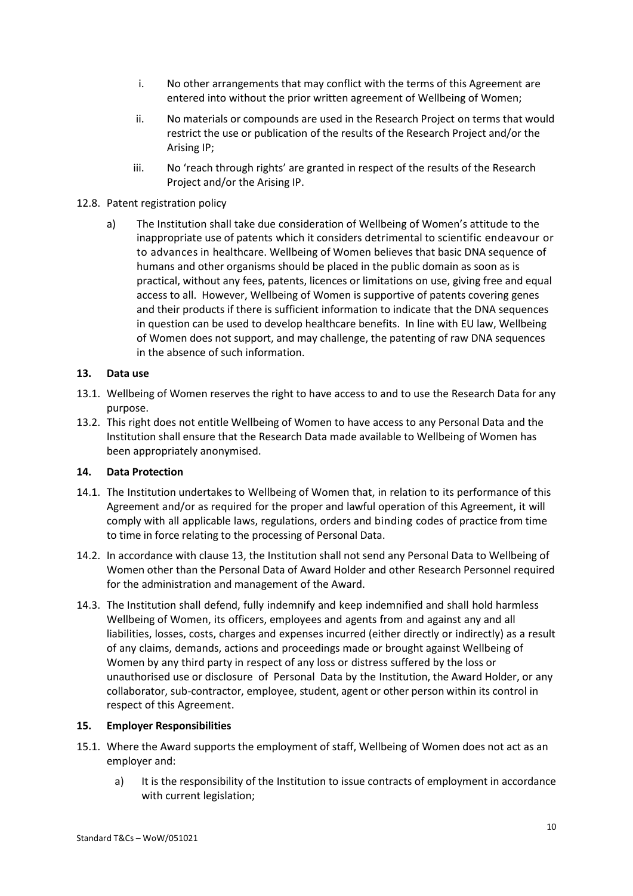i. No other arrangements that may conflict with the terms of this Agreement are entered into without the prior written agreement of Wellbeing of Women;

ii. No materials or compounds are used in the Research Project on terms that would restrict the use or publication of the results of the Research Project and/or the Arising IP;

iii. No 'reach through rights' are granted in respect of the results of the Research Project and/or the Arising IP.

12.8. Patent registration policy

a) The Institution shall take due consideration of Wellbeing of Women's attitude to the inappropriate use of patents which it considers detrimental to scientific endeavour or to advances in healthcare. Wellbeing of Women believes that basic DNA sequence of humans and other organisms should be placed in the public domain as soon as is practical, without any fees, patents, licences or limitations on use, giving free and equal access to all. However, Wellbeing of Women is supportive of patents covering genes and their products if there is sufficient information to indicate that the DNA sequences in question can be used to develop healthcare benefits. In line with EU law, Wellbeing of Women does not support, and may challenge, the patenting of raw DNA sequences in the absence of such information.

**13. Data use**

13.1. Wellbeing of Women reserves the right to have access to and to use the Research Data for any purpose.

13.2. This right does not entitle Wellbeing of Women to have access to any Personal Data and the Institution shall ensure that the Research Data made available to Wellbeing of Women has been appropriately anonymised.

**14. Data Protection**

14.1. The Institution undertakes to Wellbeing of Women that, in relation to its performance of this Agreement and/or as required for the proper and lawful operation of this Agreement, it will comply with all applicable laws, regulations, orders and binding codes of practice from time to time in force relating to the processing of Personal Data.

14.2. In accordance with clause 13, the Institution shall not send any Personal Data to Wellbeing of Women other than the Personal Data of Award Holder and other Research Personnel required for the administration and management of the Award.

14.3. The Institution shall defend, fully indemnify and keep indemnified and shall hold harmless Wellbeing of Women, its officers, employees and agents from and against any and all liabilities, losses, costs, charges and expenses incurred (either directly or indirectly) as a result of any claims, demands, actions and proceedings made or brought against Wellbeing of Women by any third party in respect of any loss or distress suffered by the loss or unauthorised use or disclosure of Personal Data by the Institution, the Award Holder, or any collaborator, sub-contractor, employee, student, agent or other person within its control in respect of this Agreement.

**15. Employer Responsibilities**

15.1. Where the Award supports the employment of staff, Wellbeing of Women does not act as an employer and:

a) It is the responsibility of the Institution to issue contracts of employment in accordance with current legislation;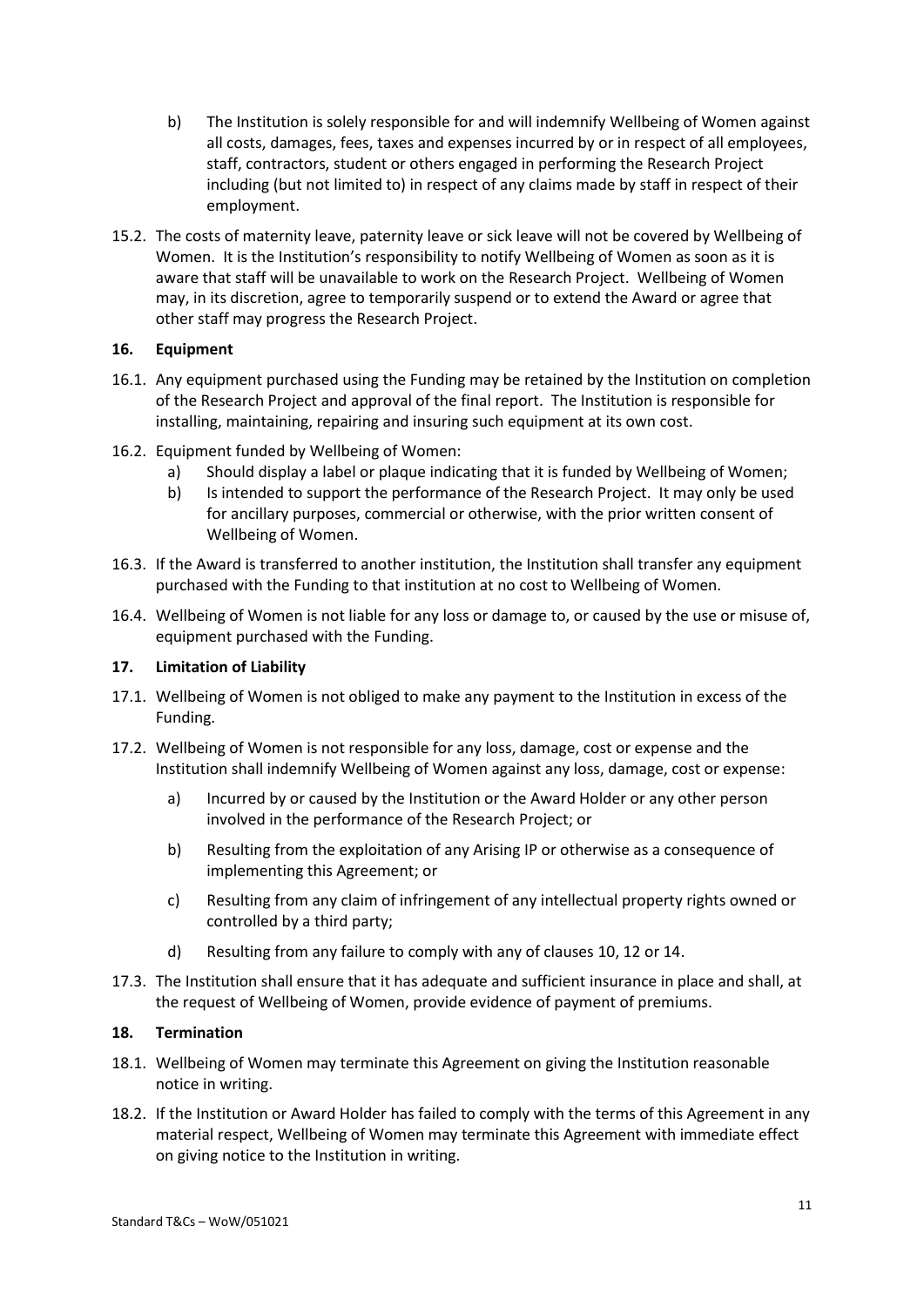b) The Institution is solely responsible for and will indemnify Wellbeing of Women against all costs, damages, fees, taxes and expenses incurred by or in respect of all employees, staff, contractors, student or others engaged in performing the Research Project including (but not limited to) in respect of any claims made by staff in respect of their employment.

15.2. The costs of maternity leave, paternity leave or sick leave will not be covered by Wellbeing of Women. It is the Institution's responsibility to notify Wellbeing of Women as soon as it is aware that staff will be unavailable to work on the Research Project. Wellbeing of Women may, in its discretion, agree to temporarily suspend or to extend the Award or agree that other staff may progress the Research Project.

### 16. Equipment

16.1. Any equipment purchased using the Funding may be retained by the Institution on completion of the Research Project and approval of the final report. The Institution is responsible for installing, maintaining, repairing and insuring such equipment at its own cost.

16.2. Equipment funded by Wellbeing of Women:

a) Should display a label or plaque indicating that it is funded by Wellbeing of Women;

b) Is intended to support the performance of the Research Project. It may only be used for ancillary purposes, commercial or otherwise, with the prior written consent of Wellbeing of Women.

16.3. If the Award is transferred to another institution, the Institution shall transfer any equipment purchased with the Funding to that institution at no cost to Wellbeing of Women.

16.4. Wellbeing of Women is not liable for any loss or damage to, or caused by the use or misuse of, equipment purchased with the Funding.

### 17. Limitation of Liability

17.1. Wellbeing of Women is not obliged to make any payment to the Institution in excess of the Funding.

17.2. Wellbeing of Women is not responsible for any loss, damage, cost or expense and the Institution shall indemnify Wellbeing of Women against any loss, damage, cost or expense:

a) Incurred by or caused by the Institution or the Award Holder or any other person involved in the performance of the Research Project; or

b) Resulting from the exploitation of any Arising IP or otherwise as a consequence of implementing this Agreement; or

c) Resulting from any claim of infringement of any intellectual property rights owned or controlled by a third party;

d) Resulting from any failure to comply with any of clauses 10, 12 or 14.

17.3. The Institution shall ensure that it has adequate and sufficient insurance in place and shall, at the request of Wellbeing of Women, provide evidence of payment of premiums.

### 18. Termination

18.1. Wellbeing of Women may terminate this Agreement on giving the Institution reasonable notice in writing.

18.2. If the Institution or Award Holder has failed to comply with the terms of this Agreement in any material respect, Wellbeing of Women may terminate this Agreement with immediate effect on giving notice to the Institution in writing.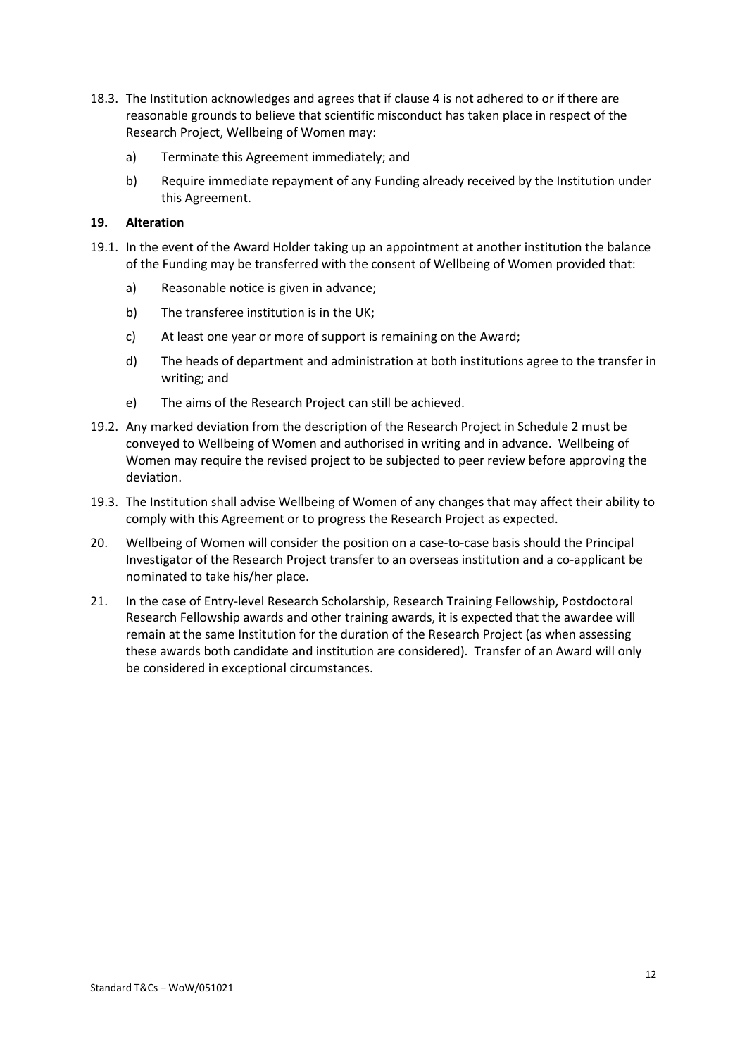18.3. The Institution acknowledges and agrees that if clause 4 is not adhered to or if there are reasonable grounds to believe that scientific misconduct has taken place in respect of the Research Project, Wellbeing of Women may:

a) Terminate this Agreement immediately; and

b) Require immediate repayment of any Funding already received by the Institution under this Agreement.

**19. Alteration**

19.1. In the event of the Award Holder taking up an appointment at another institution the balance of the Funding may be transferred with the consent of Wellbeing of Women provided that:

a) Reasonable notice is given in advance;

b) The transferee institution is in the UK;

c) At least one year or more of support is remaining on the Award;

d) The heads of department and administration at both institutions agree to the transfer in writing; and

e) The aims of the Research Project can still be achieved.

19.2. Any marked deviation from the description of the Research Project in Schedule 2 must be conveyed to Wellbeing of Women and authorised in writing and in advance. Wellbeing of Women may require the revised project to be subjected to peer review before approving the deviation.

19.3. The Institution shall advise Wellbeing of Women of any changes that may affect their ability to comply with this Agreement or to progress the Research Project as expected.

20. Wellbeing of Women will consider the position on a case-to-case basis should the Principal Investigator of the Research Project transfer to an overseas institution and a co-applicant be nominated to take his/her place.

21. In the case of Entry-level Research Scholarship, Research Training Fellowship, Postdoctoral Research Fellowship awards and other training awards, it is expected that the awardee will remain at the same Institution for the duration of the Research Project (as when assessing these awards both candidate and institution are considered). Transfer of an Award will only be considered in exceptional circumstances.